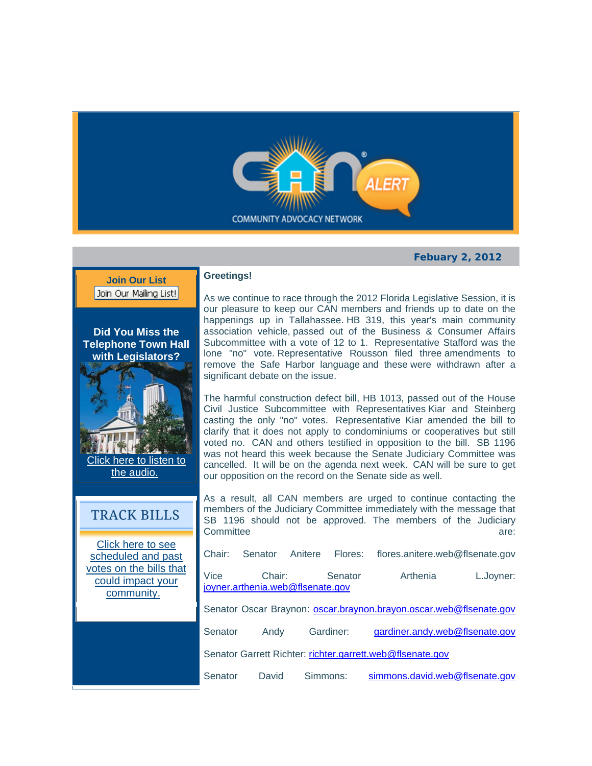COMMUNITY ADVOCACY NETWORK

CAN ALERT

**Febuary 2, 2012**

**Join Our List**

Join Our Mailing List!

**Did You Miss the Telephone Town Hall with Legislators?**

Click here to listen to the audio.

**TRACK BILLS**

Click here to see scheduled and past votes on the bills that could impact your community.

**Greetings!**

As we continue to race through the 2012 Florida Legislative Session, it is our pleasure to keep our CAN members and friends up to date on the happenings up in Tallahassee. HB 319, this year's main community association vehicle, passed out of the Business & Consumer Affairs Subcommittee with a vote of 12 to 1. Representative Stafford was the lone "no" vote. Representative Rousson filed three amendments to remove the Safe Harbor language and these were withdrawn after a significant debate on the issue.

The harmful construction defect bill, HB 1013, passed out of the House Civil Justice Subcommittee with Representatives Kiar and Steinberg casting the only "no" votes. Representative Kiar amended the bill to clarify that it does not apply to condominiums or cooperatives but still voted no. CAN and others testified in opposition to the bill. SB 1196 was not heard this week because the Senate Judiciary Committee was cancelled. It will be on the agenda next week. CAN will be sure to get our opposition on the record on the Senate side as well.

As a result, all CAN members are urged to continue contacting the members of the Judiciary Committee immediately with the message that SB 1196 should not be approved. The members of the Judiciary Committee are:

Chair: Senator Anitere Flores: flores.anitere.web@flsenate.gov

Vice Chair: Senator Arthenia L.Joyner: joyner.arthenia.web@flsenate.gov

Senator Oscar Braynon: oscar.braynon.brayon.oscar.web@flsenate.gov

Senator Andy Gardiner: gardiner.andy.web@flsenate.gov

Senator Garrett Richter: richter.garrett.web@flsenate.gov

Senator David Simmons: simmons.david.web@flsenate.gov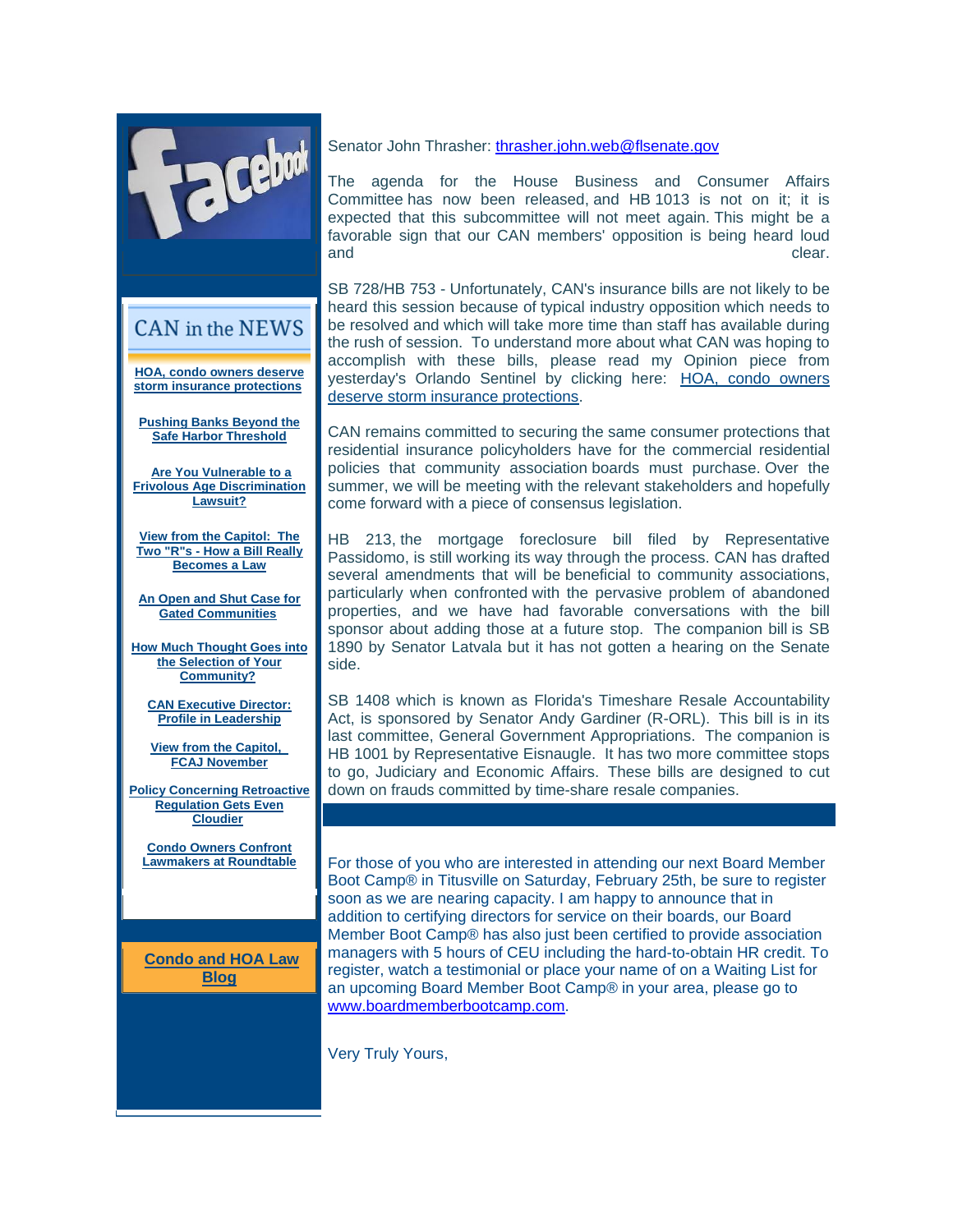Facebook

## CAN in the NEWS

**HOA, condo owners deserve storm insurance protections**

**Pushing Banks Beyond the Safe Harbor Threshold**

**Are You Vulnerable to a Frivolous Age Discrimination Lawsuit?**

**View from the Capitol: The Two "R"s - How a Bill Really Becomes a Law**

**An Open and Shut Case for Gated Communities**

**How Much Thought Goes into the Selection of Your Community?**

**CAN Executive Director: Profile in Leadership**

**View from the Capitol, FCAJ November**

**Policy Concerning Retroactive Regulation Gets Even Cloudier**

**Condo Owners Confront Lawmakers at Roundtable**

**Condo and HOA Law Blog**

Senator John Thrasher: thrasher.john.web@flsenate.gov

The agenda for the House Business and Consumer Affairs Committee has now been released, and HB 1013 is not on it; it is expected that this subcommittee will not meet again. This might be a favorable sign that our CAN members' opposition is being heard loud and clear.

SB 728/HB 753 - Unfortunately, CAN's insurance bills are not likely to be heard this session because of typical industry opposition which needs to be resolved and which will take more time than staff has available during the rush of session. To understand more about what CAN was hoping to accomplish with these bills, please read my Opinion piece from yesterday's Orlando Sentinel by clicking here: HOA, condo owners deserve storm insurance protections.

CAN remains committed to securing the same consumer protections that residential insurance policyholders have for the commercial residential policies that community association boards must purchase. Over the summer, we will be meeting with the relevant stakeholders and hopefully come forward with a piece of consensus legislation.

HB 213, the mortgage foreclosure bill filed by Representative Passidomo, is still working its way through the process. CAN has drafted several amendments that will be beneficial to community associations, particularly when confronted with the pervasive problem of abandoned properties, and we have had favorable conversations with the bill sponsor about adding those at a future stop. The companion bill is SB 1890 by Senator Latvala but it has not gotten a hearing on the Senate side.

SB 1408 which is known as Florida's Timeshare Resale Accountability Act, is sponsored by Senator Andy Gardiner (R-ORL). This bill is in its last committee, General Government Appropriations. The companion is HB 1001 by Representative Eisnaugle. It has two more committee stops to go, Judiciary and Economic Affairs. These bills are designed to cut down on frauds committed by time-share resale companies.

For those of you who are interested in attending our next Board Member Boot Camp® in Titusville on Saturday, February 25th, be sure to register soon as we are nearing capacity. I am happy to announce that in addition to certifying directors for service on their boards, our Board Member Boot Camp® has also just been certified to provide association managers with 5 hours of CEU including the hard-to-obtain HR credit. To register, watch a testimonial or place your name of on a Waiting List for an upcoming Board Member Boot Camp® in your area, please go to www.boardmemberbootcamp.com.

Very Truly Yours,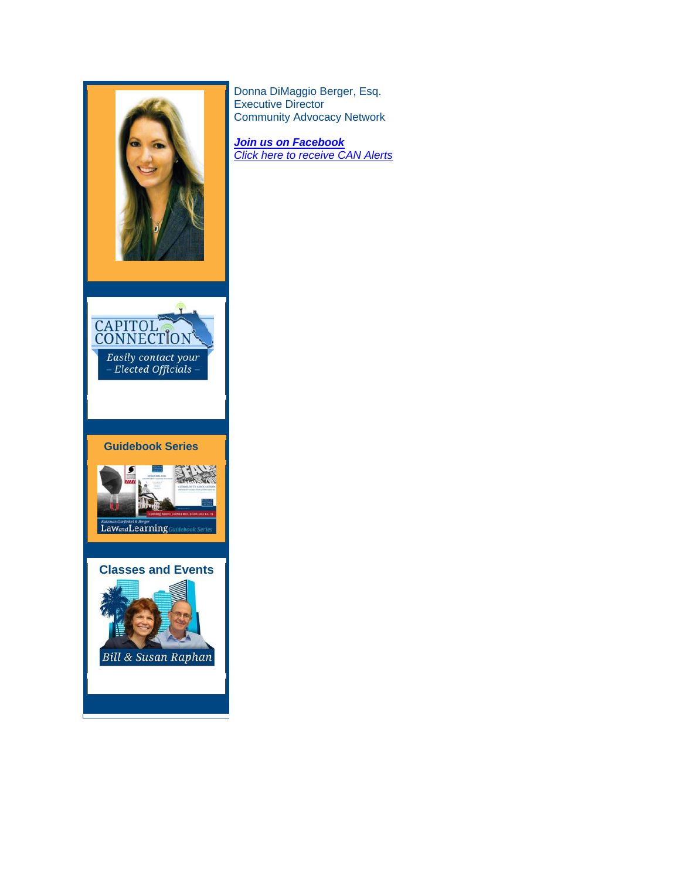Donna DiMaggio Berger, Esq.
Executive Director
Community Advocacy Network

***Join us on Facebook***
*Click here to receive CAN Alerts*

CAPITOL CONNECTION

*Easily contact your – Elected Officials –*

**Guidebook Series**

Katzman Garfinkel & Berger LawandLearning Guidebook Series

**Classes and Events**

*Bill & Susan Raphan*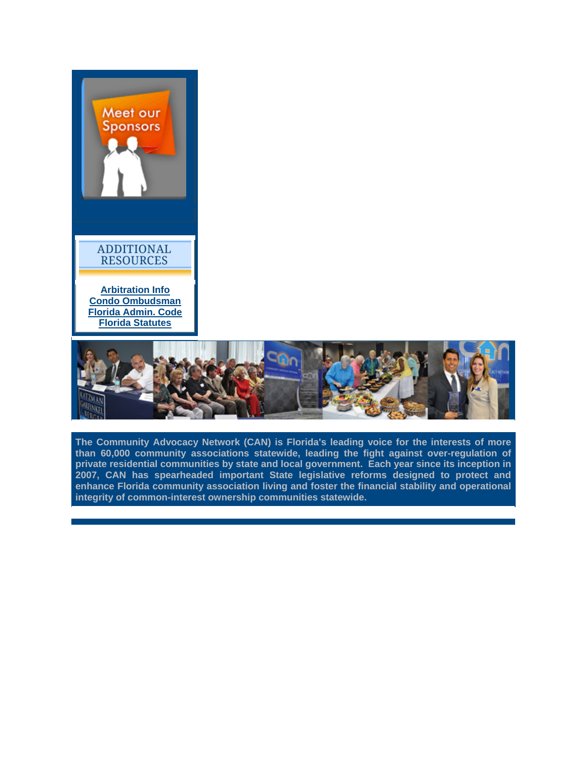ADDITIONAL RESOURCES

**Arbitration Info**
**Condo Ombudsman**
**Florida Admin. Code**
**Florida Statutes**

**The Community Advocacy Network (CAN) is Florida's leading voice for the interests of more than 60,000 community associations statewide, leading the fight against over-regulation of private residential communities by state and local government. Each year since its inception in 2007, CAN has spearheaded important State legislative reforms designed to protect and enhance Florida community association living and foster the financial stability and operational integrity of common-interest ownership communities statewide.**